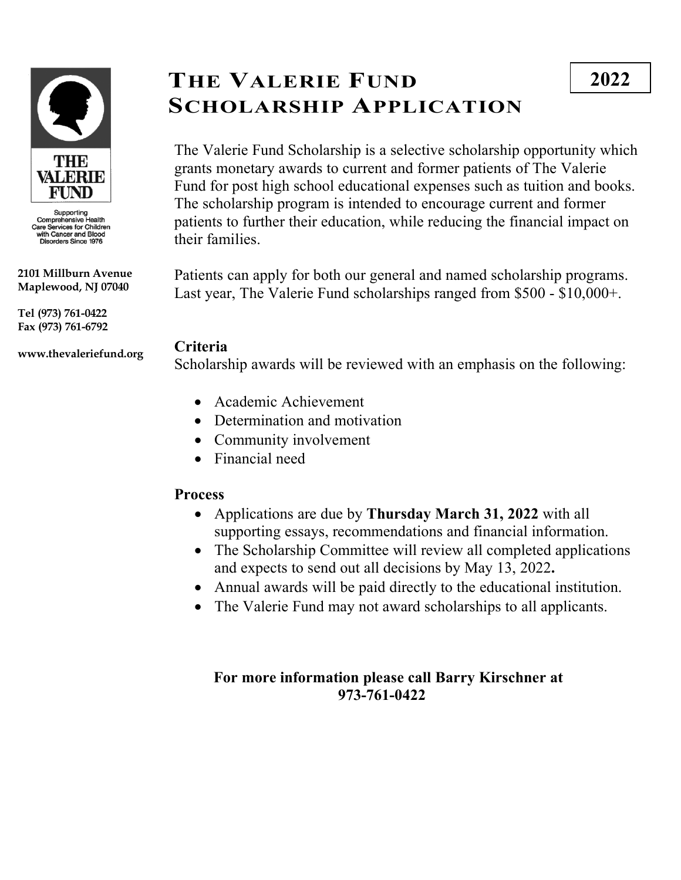THE VALERIE FUND

Supporting Comprehensive Health Care Services for Children with Cancer and Blood Disorders Since 1976

**2101 Millburn Avenue**
**Maplewood, NJ 07040**

**Tel (973) 761-0422**
**Fax (973) 761-6792**

**www.thevaleriefund.org**

# The Valerie Fund Scholarship Application

**2022**

The Valerie Fund Scholarship is a selective scholarship opportunity which grants monetary awards to current and former patients of The Valerie Fund for post high school educational expenses such as tuition and books. The scholarship program is intended to encourage current and former patients to further their education, while reducing the financial impact on their families.

Patients can apply for both our general and named scholarship programs. Last year, The Valerie Fund scholarships ranged from $500 - $10,000+.

## Criteria

Scholarship awards will be reviewed with an emphasis on the following:

- Academic Achievement
- Determination and motivation
- Community involvement
- Financial need

## Process

- Applications are due by **Thursday March 31, 2022** with all supporting essays, recommendations and financial information.
- The Scholarship Committee will review all completed applications and expects to send out all decisions by May 13, 2022**.**
- Annual awards will be paid directly to the educational institution.
- The Valerie Fund may not award scholarships to all applicants.

**For more information please call Barry Kirschner at 973-761-0422**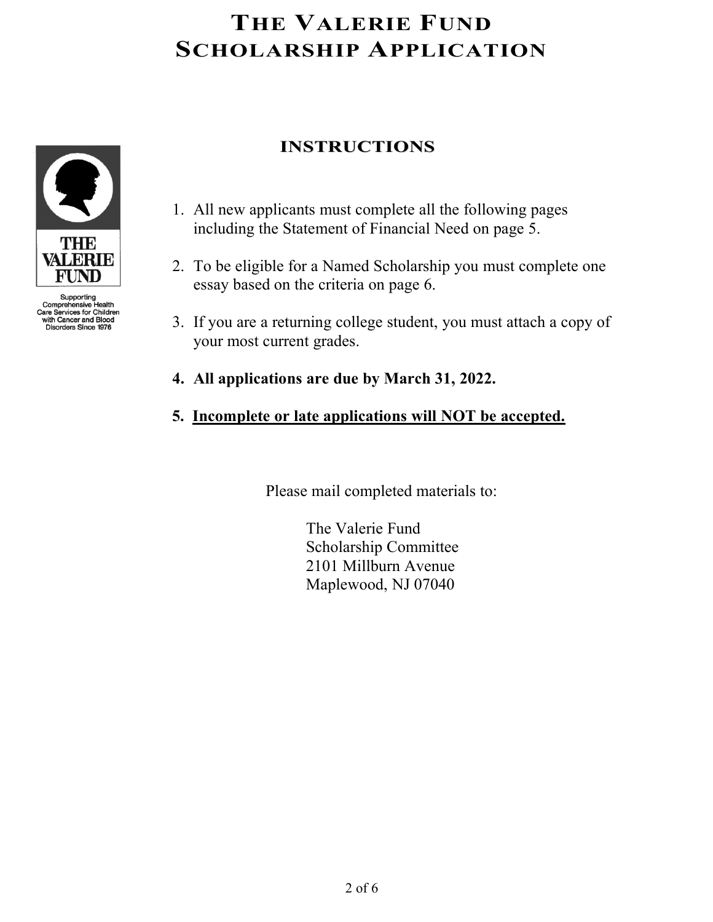# THE VALERIE FUND SCHOLARSHIP APPLICATION

THE VALERIE FUND

Supporting Comprehensive Health Care Services for Children with Cancer and Blood Disorders Since 1976

## INSTRUCTIONS

1. All new applicants must complete all the following pages including the Statement of Financial Need on page 5.
2. To be eligible for a Named Scholarship you must complete one essay based on the criteria on page 6.
3. If you are a returning college student, you must attach a copy of your most current grades.
4. **All applications are due by March 31, 2022.**
5. **<u>Incomplete or late applications will NOT be accepted.</u>**

Please mail completed materials to:

The Valerie Fund
Scholarship Committee
2101 Millburn Avenue
Maplewood, NJ 07040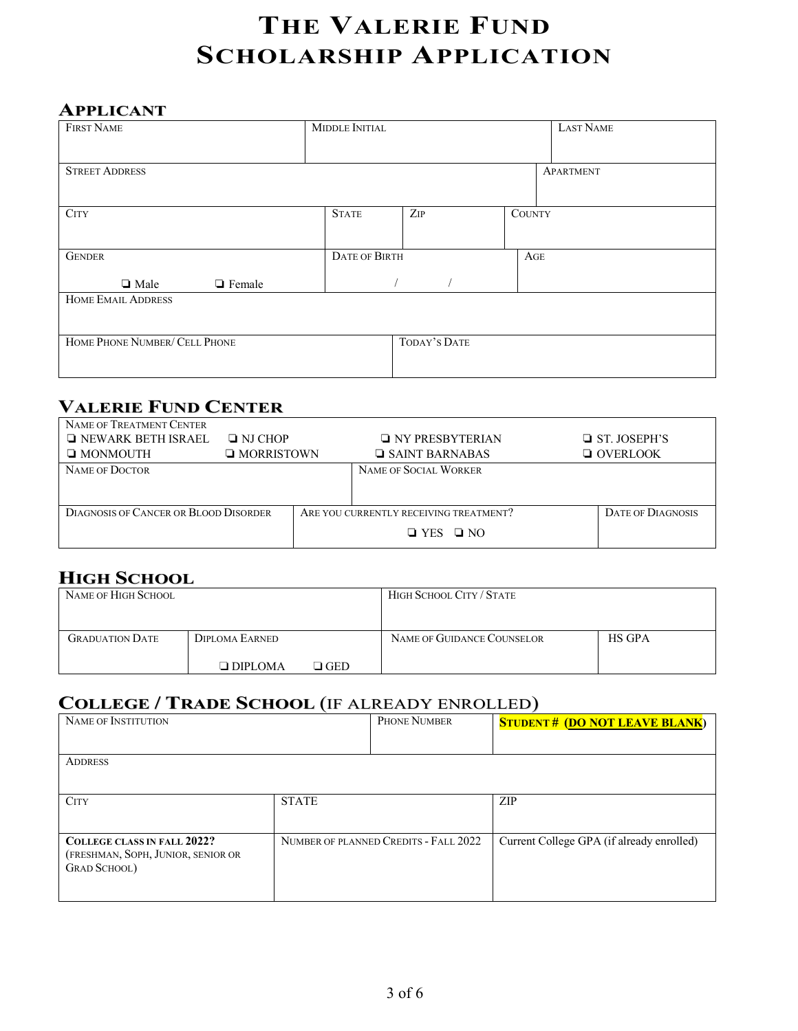# The Valerie Fund Scholarship Application

## Applicant

| First Name | Middle Initial | Last Name |
|---|---|---|
| | | |

| Street Address | Apartment |
|---|---|
| | |

| City | State | Zip | County |
|---|---|---|---|
| | | | |

| Gender | Date of Birth | Age |
|---|---|---|
| ❑ Male ❑ Female | / / | |

| Home Email Address |
|---|
| |

| Home Phone Number/ Cell Phone | Today's Date |
|---|---|
| | |

## Valerie Fund Center

| Name of Treatment Center | | | |
|---|---|---|---|
| ❑ NEWARK BETH ISRAEL | ❑ NJ CHOP | ❑ NY PRESBYTERIAN | ❑ ST. JOSEPH'S |
| ❑ MONMOUTH | ❑ MORRISTOWN | ❑ SAINT BARNABAS | ❑ OVERLOOK |

| Name of Doctor | Name of Social Worker |
|---|---|
| | |

| Diagnosis of Cancer or Blood Disorder | Are you currently receiving treatment? | Date of Diagnosis |
|---|---|---|
| | ❑ YES ❑ NO | |

## High School

| Name of High School | High School City / State |
|---|---|
| | |

| Graduation Date | Diploma Earned | Name of Guidance Counselor | HS GPA |
|---|---|---|---|
| | ❑ DIPLOMA ❑ GED | | |

## College / Trade School (if already enrolled)

| Name of Institution | Phone Number | **Student # (Do not leave blank)** |
|---|---|---|
| | | |

| Address |
|---|
| |

| City | State | Zip |
|---|---|---|
| | | |

| **College class in Fall 2022?** (Freshman, Soph, Junior, Senior or Grad School) | Number of Planned Credits - Fall 2022 | Current College GPA (if already enrolled) |
|---|---|---|
| | | |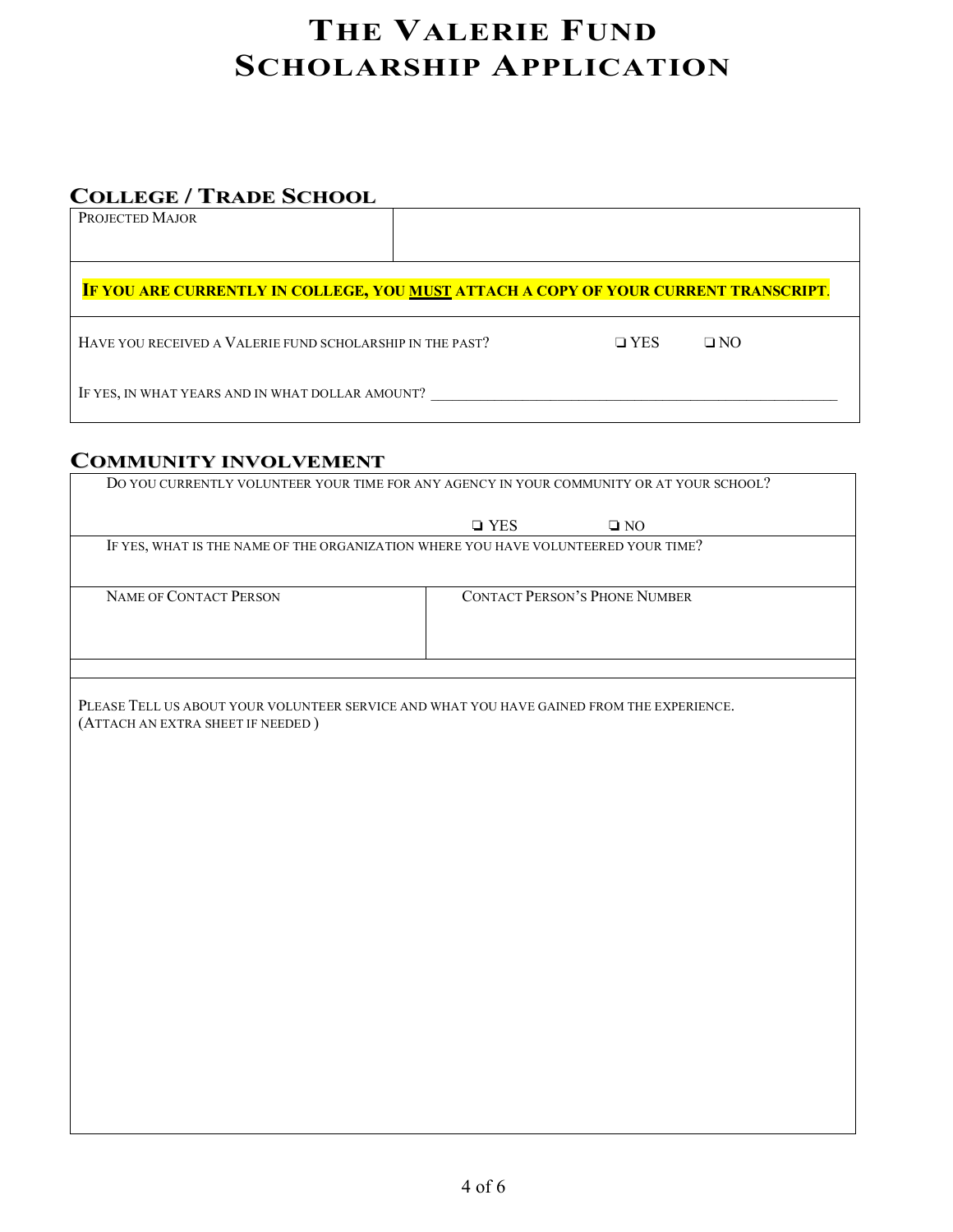# The Valerie Fund Scholarship Application

## College / Trade School

| Projected Major | |
|---|---|

**If you are currently in college, you <u>must</u> attach a copy of your current transcript.**

Have you received a Valerie fund scholarship in the past? ❑ YES ❑ NO

If yes, in what years and in what dollar amount? ______________________________

## Community involvement

Do you currently volunteer your time for any agency in your community or at your school?

❑ YES ❑ NO

If yes, what is the name of the organization where you have volunteered your time?

| Name of Contact Person | Contact Person's Phone Number |
|---|---|
| | |

Please Tell us about your volunteer service and what you have gained from the experience. (Attach an extra sheet if needed )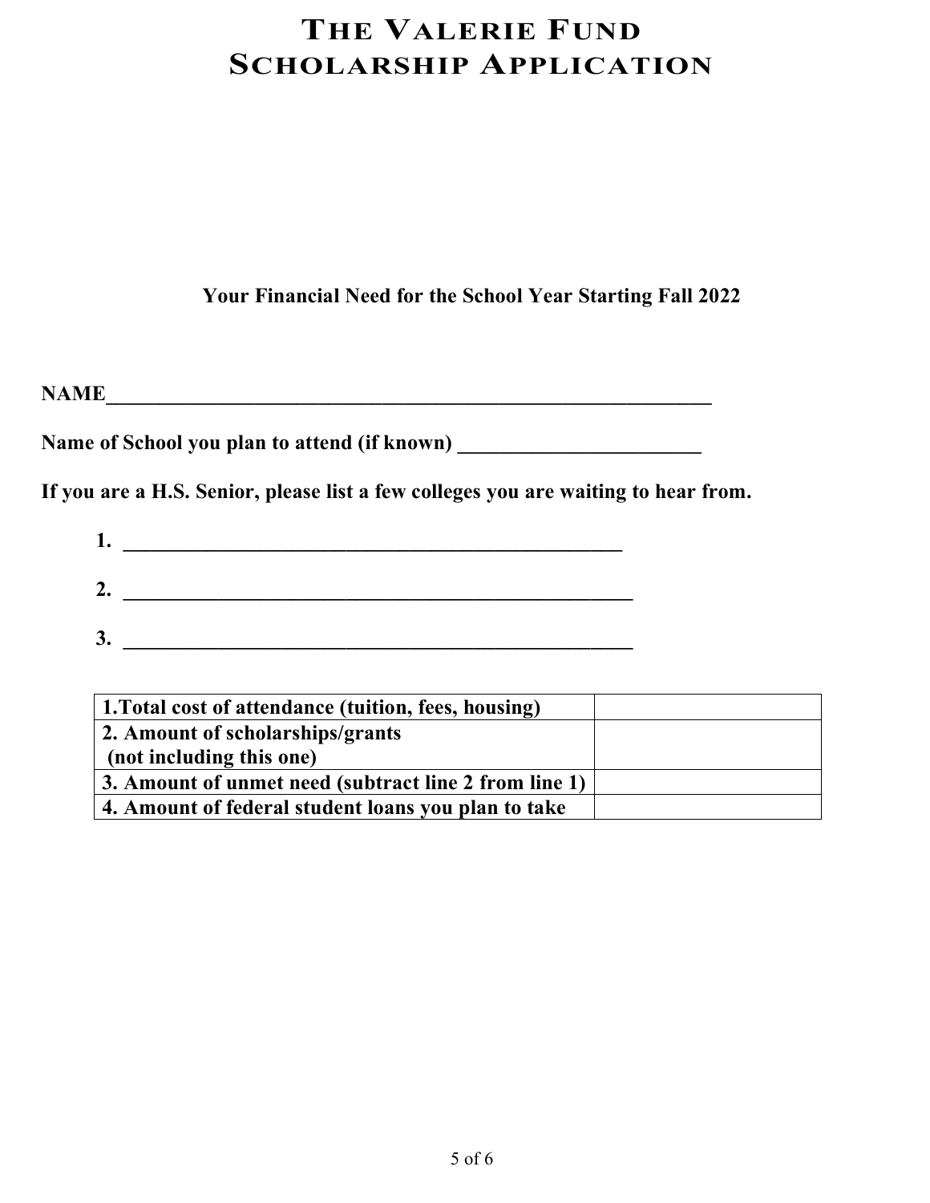# The Valerie Fund Scholarship Application

**Your Financial Need for the School Year Starting Fall 2022**

**NAME**_______________________________________________________

**Name of School you plan to attend (if known)** _______________________

**If you are a H.S. Senior, please list a few colleges you are waiting to hear from.**

1. _______________________________________________
2. _______________________________________________
3. _______________________________________________

| | |
|---|---|
| **1.Total cost of attendance (tuition, fees, housing)** | |
| **2. Amount of scholarships/grants (not including this one)** | |
| **3. Amount of unmet need (subtract line 2 from line 1)** | |
| **4. Amount of federal student loans you plan to take** | |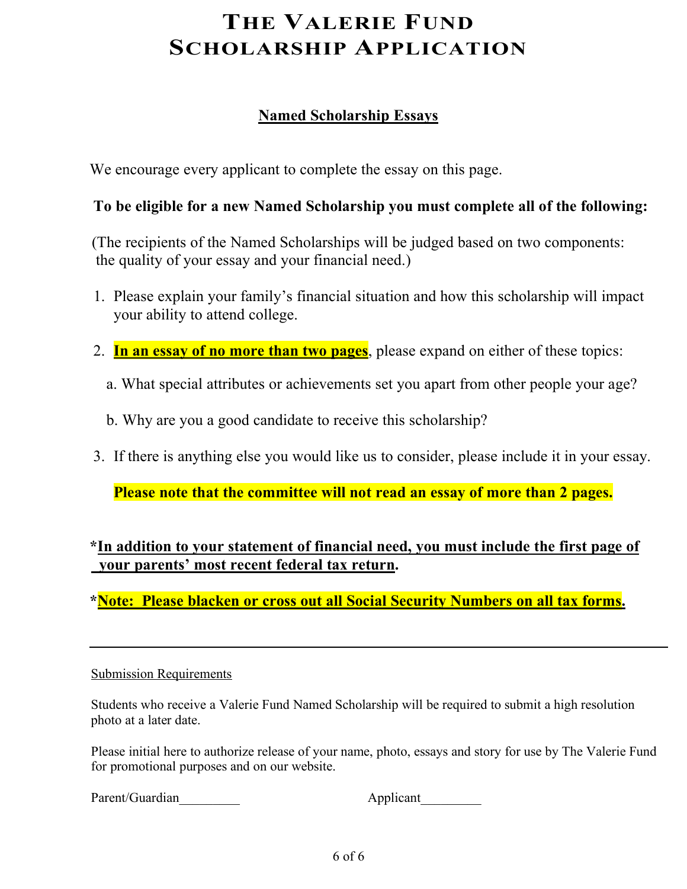# The Valerie Fund
# Scholarship Application

## Named Scholarship Essays

We encourage every applicant to complete the essay on this page.

**To be eligible for a new Named Scholarship you must complete all of the following:**

(The recipients of the Named Scholarships will be judged based on two components: the quality of your essay and your financial need.)

1. Please explain your family's financial situation and how this scholarship will impact your ability to attend college.

2. **In an essay of no more than two pages**, please expand on either of these topics:

   a. What special attributes or achievements set you apart from other people your age?

   b. Why are you a good candidate to receive this scholarship?

3. If there is anything else you would like us to consider, please include it in your essay.

**Please note that the committee will not read an essay of more than 2 pages.**

**\*In addition to your statement of financial need, you must include the first page of your parents' most recent federal tax return.**

**\*Note: Please blacken or cross out all Social Security Numbers on all tax forms.**

---

Submission Requirements

Students who receive a Valerie Fund Named Scholarship will be required to submit a high resolution photo at a later date.

Please initial here to authorize release of your name, photo, essays and story for use by The Valerie Fund for promotional purposes and on our website.

Parent/Guardian_________ Applicant_________